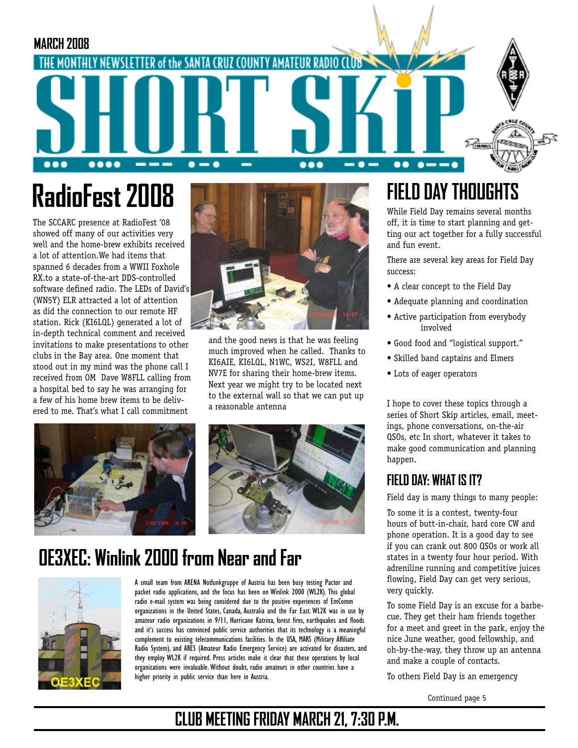MARCH 2008

THE MONTHLY NEWSLETTER of the SANTA CRUZ COUNTY AMATEUR RADIO CLUB

# SHORT SKiP

## RadioFest 2008

The SCCARC presence at RadioFest '08 showed off many of our activities very well and the home-brew exhibits received a lot of attention.We had items that spanned 6 decades from a WWII Foxhole RX.to a state-of-the-art DDS-controlled software defined radio. The LEDs of David's (WN5Y) ELR attracted a lot of attention as did the connection to our remote HF station. Rick (KI6LQL) generated a lot of in-depth technical comment and received invitations to make presentations to other clubs in the Bay area. One moment that stood out in my mind was the phone call I received from OM Dave W8FLL calling from a hospital bed to say he was arranging for a few of his home brew items to be delivered to me. That's what I call commitment and the good news is that he was feeling much improved when he called. Thanks to KI6AIE, KI6LQL, N1WC, WS2I, W8FLL and NV7E for sharing their home-brew items. Next year we might try to be located next to the external wall so that we can put up a reasonable antenna

## OE3XEC: Winlink 2000 from Near and Far

A small team from ARENA Notfunkgruppe of Austria has been busy testing Pactor and packet radio applications, and the focus has been on Winlink 2000 (WL2K). This global radio e-mail system was being considered due to the positive experiences of EmComm organizations in the United States, Canada, Australia and the Far East. WL2K was in use by amateur radio organizations in 9/11, Hurricane Katrina, forest fires, earthquakes and floods and it's success has convinced public service authorities that its technology is a meaningful complement to existing telecommunications facilities. In the USA, MARS (Military Affiliate Radio System), and ARES (Amateur Radio Emergency Service) are activated for disasters, and they employ WL2K if required. Press articles make it clear that these operations by local organizations were invaluable. Without doubt, radio amateurs in other countries have a higher priority in public service than here in Austria.

## FIELD DAY THOUGHTS

While Field Day remains several months off, it is time to start planning and getting our act together for a fully successful and fun event.

There are several key areas for Field Day success:

- A clear concept to the Field Day
- Adequate planning and coordination
- Active participation from everybody involved
- Good food and "logistical support."
- Skilled band captains and Elmers
- Lots of eager operators

I hope to cover these topics through a series of Short Skip articles, email, meetings, phone conversations, on-the-air QSOs, etc In short, whatever it takes to make good communication and planning happen.

### FIELD DAY: WHAT IS IT?

Field day is many things to many people:

To some it is a contest, twenty-four hours of butt-in-chair, hard core CW and phone operation. It is a good day to see if you can crank out 800 QSOs or work all states in a twenty four hour period. With adreniline running and competitive juices flowing, Field Day can get very serious, very quickly.

To some Field Day is an excuse for a barbecue. They get their ham friends together for a meet and greet in the park, enjoy the nice June weather, good fellowship, and oh-by-the-way, they throw up an antenna and make a couple of contacts.

To others Field Day is an emergency

Continued page 5

**CLUB MEETING FRIDAY MARCH 21, 7:30 P.M.**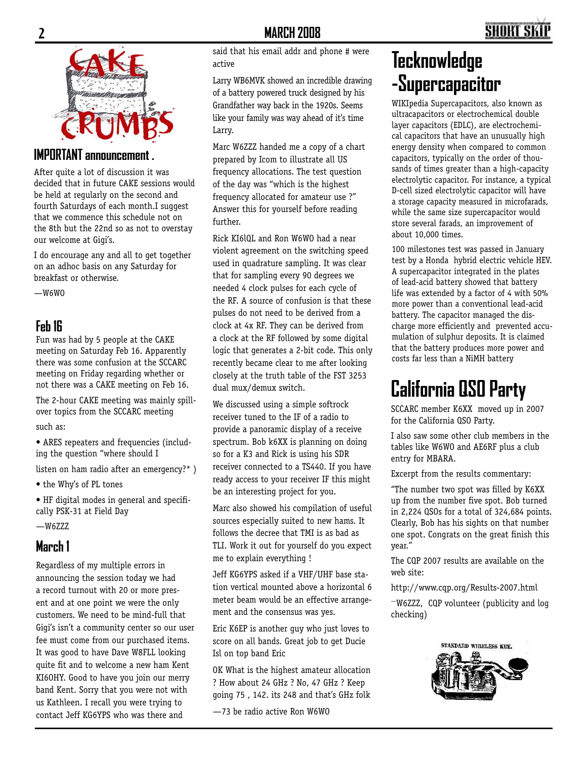# CAKE CRUMBS

## IMPORTANT announcement .

After quite a lot of discussion it was decided that in future CAKE sessions would be held at regularly on the second and fourth Saturdays of each month.I suggest that we commence this schedule not on the 8th but the 22nd so as not to overstay our welcome at Gigi's.

I do encourage any and all to get together on an adhoc basis on any Saturday for breakfast or otherwise.

—W6WO

## Feb 16

Fun was had by 5 people at the CAKE meeting on Saturday Feb 16. Apparently there was some confusion at the SCCARC meeting on Friday regarding whether or not there was a CAKE meeting on Feb 16.

The 2-hour CAKE meeting was mainly spill-over topics from the SCCARC meeting

such as:

- ARES repeaters and frequencies (including the question "where should I listen on ham radio after an emergency?* )
- the Why's of PL tones
- HF digital modes in general and specifically PSK-31 at Field Day

—W6ZZZ

## March 1

Regardless of my multiple errors in announcing the session today we had a record turnout with 20 or more present and at one point we were the only customers. We need to be mind-full that Gigi's isn't a community center so our user fee must come from our purchased items. It was good to have Dave W8FLL looking quite fit and to welcome a new ham Kent KI6OHY. Good to have you join our merry band Kent. Sorry that you were not with us Kathleen. I recall you were trying to contact Jeff KG6YPS who was there and said that his email addr and phone # were active

Larry WB6MVK showed an incredible drawing of a battery powered truck designed by his Grandfather way back in the 1920s. Seems like your family was way ahead of it's time Larry.

Marc W6ZZZ handed me a copy of a chart prepared by Icom to illustrate all US frequency allocations. The test question of the day was "which is the highest frequency allocated for amateur use ?" Answer this for yourself before reading further.

Rick KI6lQL and Ron W6WO had a near violent agreement on the switching speed used in quadrature sampling. It was clear that for sampling every 90 degrees we needed 4 clock pulses for each cycle of the RF. A source of confusion is that these pulses do not need to be derived from a clock at 4x RF. They can be derived from a clock at the RF followed by some digital logic that generates a 2-bit code. This only recently became clear to me after looking closely at the truth table of the FST 3253 dual mux/demux switch.

We discussed using a simple softrock receiver tuned to the IF of a radio to provide a panoramic display of a receive spectrum. Bob k6XX is planning on doing so for a K3 and Rick is using his SDR receiver connected to a TS440. If you have ready access to your receiver IF this might be an interesting project for you.

Marc also showed his compilation of useful sources especially suited to new hams. It follows the decree that TMI is as bad as TLI. Work it out for yourself do you expect me to explain everything !

Jeff KG6YPS asked if a VHF/UHF base station vertical mounted above a horizontal 6 meter beam would be an effective arrangement and the consensus was yes.

Eric K6EP is another guy who just loves to score on all bands. Great job to get Ducie Isl on top band Eric

OK What is the highest amateur allocation ? How about 24 GHz ? No, 47 GHz ? Keep going 75 , 142. its 248 and that's GHz folk

—73 be radio active Ron W6WO

# Tecknowledge -Supercapacitor

WIKIpedia Supercapacitors, also known as ultracapacitors or electrochemical double layer capacitors (EDLC), are electrochemical capacitors that have an unusually high energy density when compared to common capacitors, typically on the order of thousands of times greater than a high-capacity electrolytic capacitor. For instance, a typical D-cell sized electrolytic capacitor will have a storage capacity measured in microfarads, while the same size supercapacitor would store several farads, an improvement of about 10,000 times.

100 milestones test was passed in January test by a Honda hybrid electric vehicle HEV. A supercapacitor integrated in the plates of lead-acid battery showed that battery life was extended by a factor of 4 with 50% more power than a conventional lead-acid battery. The capacitor managed the discharge more efficiently and prevented accumulation of sulphur deposits. It is claimed that the battery produces more power and costs far less than a NiMH battery

# California QSO Party

SCCARC member K6XX moved up in 2007 for the California QSO Party.

I also saw some other club members in the tables like W6WO and AE6RF plus a club entry for MBARA.

Excerpt from the results commentary:

"The number two spot was filled by K6XX up from the number five spot. Bob turned in 2,224 QSOs for a total of 324,684 points. Clearly, Bob has his sights on that number one spot. Congrats on the great finish this year."

The CQP 2007 results are available on the web site:

http://www.cqp.org/Results-2007.html

—W6ZZZ, CQP volunteer (publicity and log checking)

STANDARD WIRELESS KEY.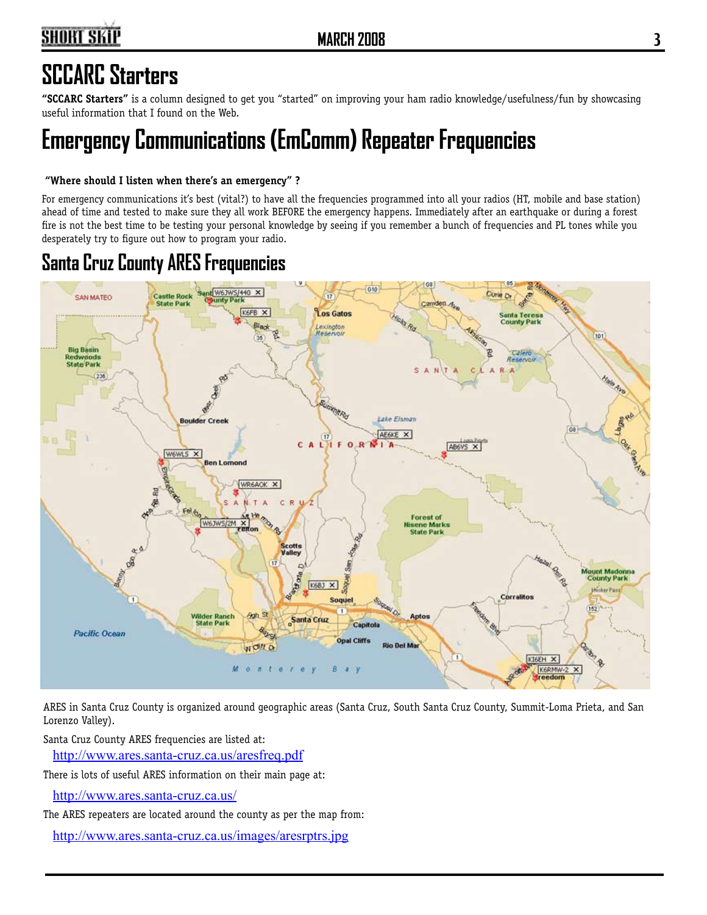# SCCARC Starters

**"SCCARC Starters"** is a column designed to get you "started" on improving your ham radio knowledge/usefulness/fun by showcasing useful information that I found on the Web.

# Emergency Communications (EmComm) Repeater Frequencies

**"Where should I listen when there's an emergency" ?**

For emergency communications it's best (vital?) to have all the frequencies programmed into all your radios (HT, mobile and base station) ahead of time and tested to make sure they all work BEFORE the emergency happens. Immediately after an earthquake or during a forest fire is not the best time to be testing your personal knowledge by seeing if you remember a bunch of frequencies and PL tones while you desperately try to figure out how to program your radio.

## Santa Cruz County ARES Frequencies

ARES in Santa Cruz County is organized around geographic areas (Santa Cruz, South Santa Cruz County, Summit-Loma Prieta, and San Lorenzo Valley).

Santa Cruz County ARES frequencies are listed at:

http://www.ares.santa-cruz.ca.us/aresfreq.pdf

There is lots of useful ARES information on their main page at:

http://www.ares.santa-cruz.ca.us/

The ARES repeaters are located around the county as per the map from:

http://www.ares.santa-cruz.ca.us/images/aresrptrs.jpg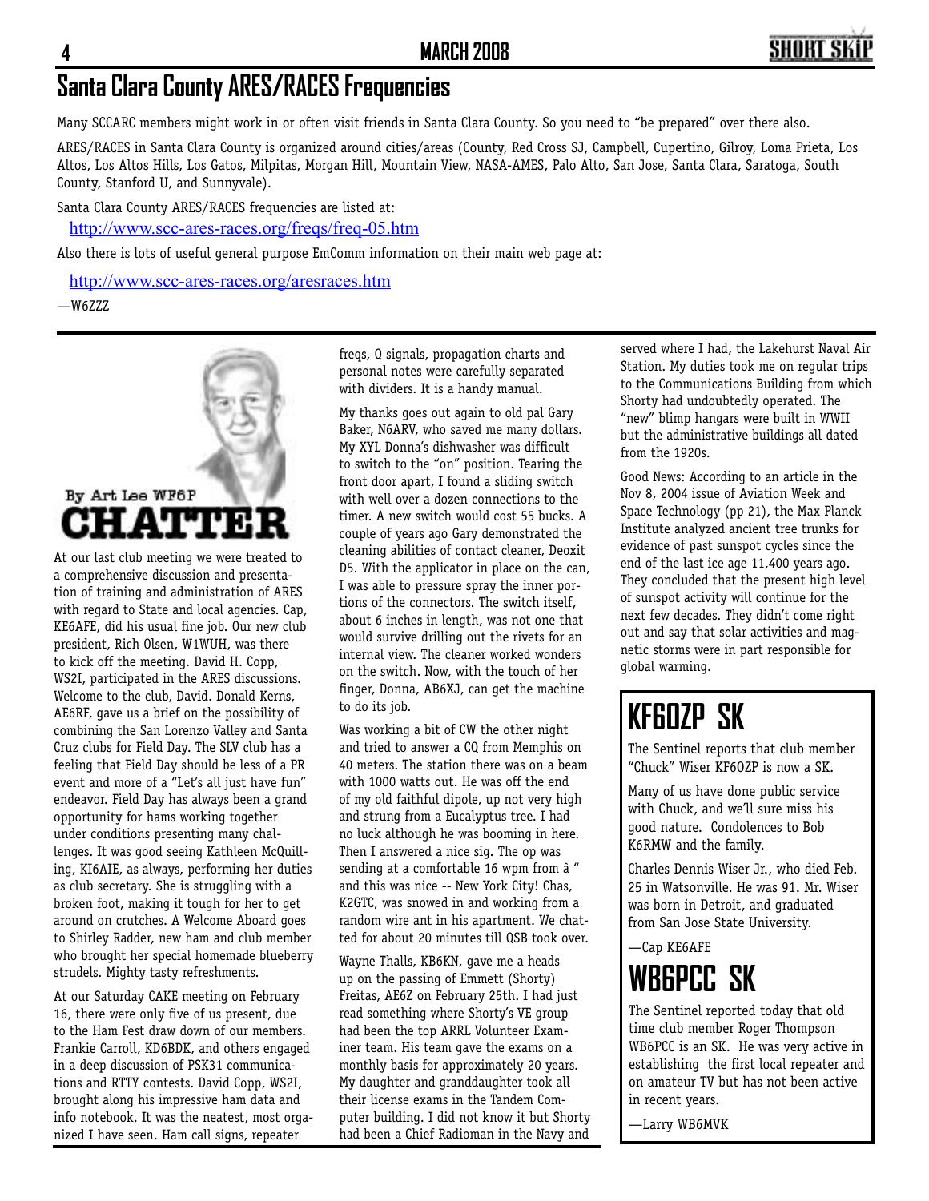# Santa Clara County ARES/RACES Frequencies

Many SCCARC members might work in or often visit friends in Santa Clara County. So you need to "be prepared" over there also.

ARES/RACES in Santa Clara County is organized around cities/areas (County, Red Cross SJ, Campbell, Cupertino, Gilroy, Loma Prieta, Los Altos, Los Altos Hills, Los Gatos, Milpitas, Morgan Hill, Mountain View, NASA-AMES, Palo Alto, San Jose, Santa Clara, Saratoga, South County, Stanford U, and Sunnyvale).

Santa Clara County ARES/RACES frequencies are listed at:

http://www.scc-ares-races.org/freqs/freq-05.htm

Also there is lots of useful general purpose EmComm information on their main web page at:

http://www.scc-ares-races.org/aresraces.htm

—W6ZZZ

## CHATTER

By Art Lee WF6P

At our last club meeting we were treated to a comprehensive discussion and presentation of training and administration of ARES with regard to State and local agencies. Cap, KE6AFE, did his usual fine job. Our new club president, Rich Olsen, W1WUH, was there to kick off the meeting. David H. Copp, WS2I, participated in the ARES discussions. Welcome to the club, David. Donald Kerns, AE6RF, gave us a brief on the possibility of combining the San Lorenzo Valley and Santa Cruz clubs for Field Day. The SLV club has a feeling that Field Day should be less of a PR event and more of a "Let's all just have fun" endeavor. Field Day has always been a grand opportunity for hams working together under conditions presenting many challenges. It was good seeing Kathleen McQuilling, KI6AIE, as always, performing her duties as club secretary. She is struggling with a broken foot, making it tough for her to get around on crutches. A Welcome Aboard goes to Shirley Radder, new ham and club member who brought her special homemade blueberry strudels. Mighty tasty refreshments.

At our Saturday CAKE meeting on February 16, there were only five of us present, due to the Ham Fest draw down of our members. Frankie Carroll, KD6BDK, and others engaged in a deep discussion of PSK31 communications and RTTY contests. David Copp, WS2I, brought along his impressive ham data and info notebook. It was the neatest, most organized I have seen. Ham call signs, repeater freqs, Q signals, propagation charts and personal notes were carefully separated with dividers. It is a handy manual.

My thanks goes out again to old pal Gary Baker, N6ARV, who saved me many dollars. My XYL Donna's dishwasher was difficult to switch to the "on" position. Tearing the front door apart, I found a sliding switch with well over a dozen connections to the timer. A new switch would cost 55 bucks. A couple of years ago Gary demonstrated the cleaning abilities of contact cleaner, Deoxit D5. With the applicator in place on the can, I was able to pressure spray the inner portions of the connectors. The switch itself, about 6 inches in length, was not one that would survive drilling out the rivets for an internal view. The cleaner worked wonders on the switch. Now, with the touch of her finger, Donna, AB6XJ, can get the machine to do its job.

Was working a bit of CW the other night and tried to answer a CQ from Memphis on 40 meters. The station there was on a beam with 1000 watts out. He was off the end of my old faithful dipole, up not very high and strung from a Eucalyptus tree. I had no luck although he was booming in here. Then I answered a nice sig. The op was sending at a comfortable 16 wpm from â " and this was nice -- New York City! Chas, K2GTC, was snowed in and working from a random wire ant in his apartment. We chatted for about 20 minutes till QSB took over.

Wayne Thalls, KB6KN, gave me a heads up on the passing of Emmett (Shorty) Freitas, AE6Z on February 25th. I had just read something where Shorty's VE group had been the top ARRL Volunteer Examiner team. His team gave the exams on a monthly basis for approximately 20 years. My daughter and granddaughter took all their license exams in the Tandem Computer building. I did not know it but Shorty had been a Chief Radioman in the Navy and served where I had, the Lakehurst Naval Air Station. My duties took me on regular trips to the Communications Building from which Shorty had undoubtedly operated. The "new" blimp hangars were built in WWII but the administrative buildings all dated from the 1920s.

Good News: According to an article in the Nov 8, 2004 issue of Aviation Week and Space Technology (pp 21), the Max Planck Institute analyzed ancient tree trunks for evidence of past sunspot cycles since the end of the last ice age 11,400 years ago. They concluded that the present high level of sunspot activity will continue for the next few decades. They didn't come right out and say that solar activities and magnetic storms were in part responsible for global warming.

## KF6OZP SK

The Sentinel reports that club member "Chuck" Wiser KF6OZP is now a SK.

Many of us have done public service with Chuck, and we'll sure miss his good nature. Condolences to Bob K6RMW and the family.

Charles Dennis Wiser Jr., who died Feb. 25 in Watsonville. He was 91. Mr. Wiser was born in Detroit, and graduated from San Jose State University.

—Cap KE6AFE

## WB6PCC SK

The Sentinel reported today that old time club member Roger Thompson WB6PCC is an SK. He was very active in establishing the first local repeater and on amateur TV but has not been active in recent years.

—Larry WB6MVK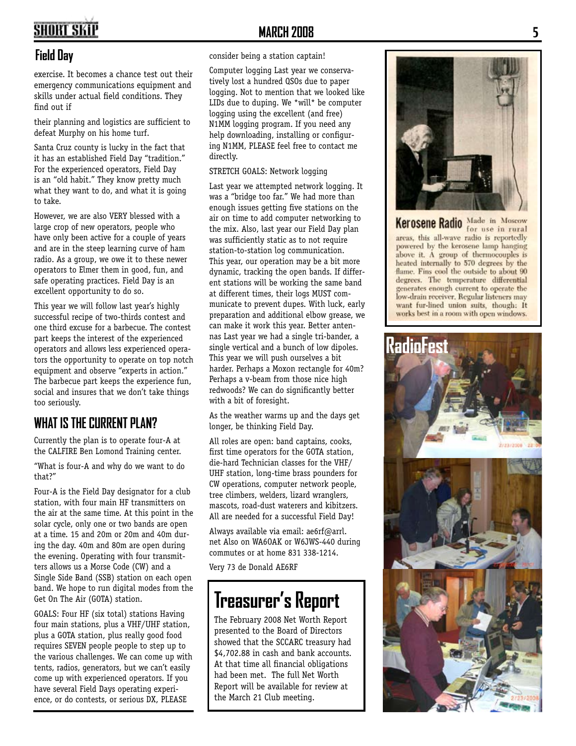## Field Day

exercise. It becomes a chance test out their emergency communications equipment and skills under actual field conditions. They find out if

their planning and logistics are sufficient to defeat Murphy on his home turf.

Santa Cruz county is lucky in the fact that it has an established Field Day "tradition." For the experienced operators, Field Day is an "old habit." They know pretty much what they want to do, and what it is going to take.

However, we are also VERY blessed with a large crop of new operators, people who have only been active for a couple of years and are in the steep learning curve of ham radio. As a group, we owe it to these newer operators to Elmer them in good, fun, and safe operating practices. Field Day is an excellent opportunity to do so.

This year we will follow last year's highly successful recipe of two-thirds contest and one third excuse for a barbecue. The contest part keeps the interest of the experienced operators and allows less experienced operators the opportunity to operate on top notch equipment and observe "experts in action." The barbecue part keeps the experience fun, social and insures that we don't take things too seriously.

## WHAT IS THE CURRENT PLAN?

Currently the plan is to operate four-A at the CALFIRE Ben Lomond Training center.

"What is four-A and why do we want to do that?"

Four-A is the Field Day designator for a club station, with four main HF transmitters on the air at the same time. At this point in the solar cycle, only one or two bands are open at a time. 15 and 20m or 20m and 40m during the day. 40m and 80m are open during the evening. Operating with four transmitters allows us a Morse Code (CW) and a Single Side Band (SSB) station on each open band. We hope to run digital modes from the Get On The Air (GOTA) station.

GOALS: Four HF (six total) stations Having four main stations, plus a VHF/UHF station, plus a GOTA station, plus really good food requires SEVEN people people to step up to the various challenges. We can come up with tents, radios, generators, but we can't easily come up with experienced operators. If you have several Field Days operating experience, or do contests, or serious DX, PLEASE consider being a station captain!

Computer logging Last year we conservatively lost a hundred QSOs due to paper logging. Not to mention that we looked like LIDs due to duping. We *will* be computer logging using the excellent (and free) N1MM logging program. If you need any help downloading, installing or configuring N1MM, PLEASE feel free to contact me directly.

STRETCH GOALS: Network logging

Last year we attempted network logging. It was a "bridge too far." We had more than enough issues getting five stations on the air on time to add computer networking to the mix. Also, last year our Field Day plan was sufficiently static as to not require station-to-station log communication. This year, our operation may be a bit more dynamic, tracking the open bands. If different stations will be working the same band at different times, their logs MUST communicate to prevent dupes. With luck, early preparation and additional elbow grease, we can make it work this year. Better antennas Last year we had a single tri-bander, a single vertical and a bunch of low dipoles. This year we will push ourselves a bit harder. Perhaps a Moxon rectangle for 40m? Perhaps a v-beam from those nice high redwoods? We can do significantly better with a bit of foresight.

As the weather warms up and the days get longer, be thinking Field Day.

All roles are open: band captains, cooks, first time operators for the GOTA station, die-hard Technician classes for the VHF/UHF station, long-time brass pounders for CW operations, computer network people, tree climbers, welders, lizard wranglers, mascots, road-dust waterers and kibitzers. All are needed for a successful Field Day!

Always available via email: ae6rf@arrl.net Also on WA6OAK or W6JWS-440 during commutes or at home 831 338-1214.

Very 73 de Donald AE6RF

# Treasurer's Report

The February 2008 Net Worth Report presented to the Board of Directors showed that the SCCARC treasury had $4,702.88 in cash and bank accounts. At that time all financial obligations had been met. The full Net Worth Report will be available for review at the March 21 Club meeting.

**Kerosene Radio** Made in Moscow for use in rural areas, this all-wave radio is reportedly powered by the kerosene lamp hanging above it. A group of thermocouples is heated internally to 570 degrees by the flame. Fins cool the outside to about 90 degrees. The temperature differential generates enough current to operate the low-drain receiver. Regular listeners may want fur-lined union suits, though: It works best in a room with open windows.

## RadioFest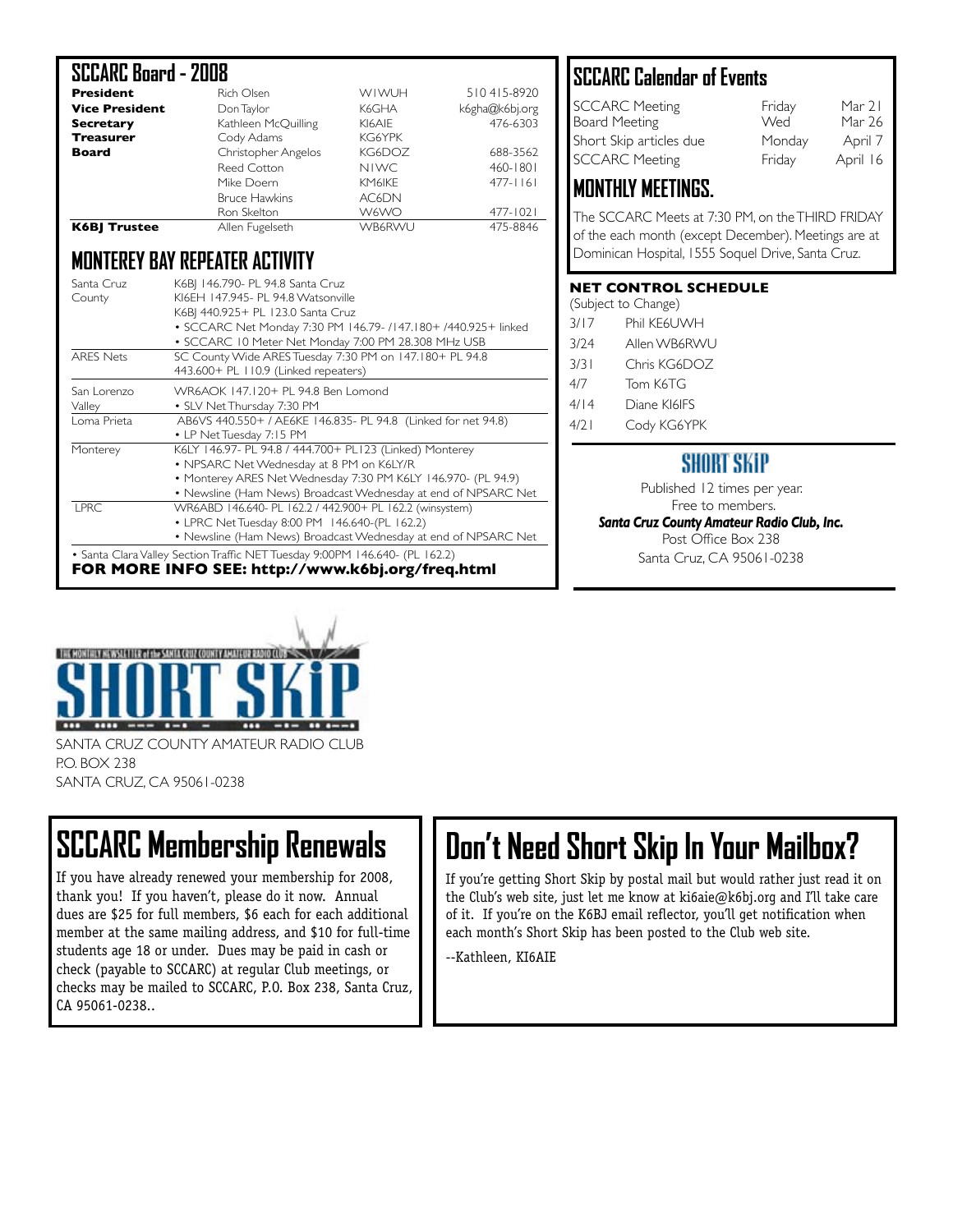## SCCARC Board - 2008

| | | | |
|---|---|---|---|
| **President** | Rich Olsen | W1WUH | 510 415-8920 |
| **Vice President** | Don Taylor | K6GHA | k6gha@k6bj.org |
| **Secretary** | Kathleen McQuilling | KI6AIE | 476-6303 |
| **Treasurer** | Cody Adams | KG6YPK | |
| **Board** | Christopher Angelos | KG6DOZ | 688-3562 |
| | Reed Cotton | N1WC | 460-1801 |
| | Mike Doern | KM6IKE | 477-1161 |
| | Bruce Hawkins | AC6DN | |
| | Ron Skelton | W6WO | 477-1021 |
| **K6BJ Trustee** | Allen Fugelseth | WB6RWU | 475-8846 |

## MONTEREY BAY REPEATER ACTIVITY

| | |
|---|---|
| Santa Cruz County | K6BJ 146.790- PL 94.8 Santa Cruz<br>KI6EH 147.945- PL 94.8 Watsonville<br>K6BJ 440.925+ PL 123.0 Santa Cruz<br>• SCCARC Net Monday 7:30 PM 146.79- /147.180+ /440.925+ linked<br>• SCCARC 10 Meter Net Monday 7:00 PM 28.308 MHz USB |
| ARES Nets | SC County Wide ARES Tuesday 7:30 PM on 147.180+ PL 94.8<br>443.600+ PL 110.9 (Linked repeaters) |
| San Lorenzo Valley | WR6AOK 147.120+ PL 94.8 Ben Lomond<br>• SLV Net Thursday 7:30 PM |
| Loma Prieta | AB6VS 440.550+ / AE6KE 146.835- PL 94.8 (Linked for net 94.8)<br>• LP Net Tuesday 7:15 PM |
| Monterey | K6LY 146.97- PL 94.8 / 444.700+ PL123 (Linked) Monterey<br>• NPSARC Net Wednesday at 8 PM on K6LY/R<br>• Monterey ARES Net Wednesday 7:30 PM K6LY 146.970- (PL 94.9)<br>• Newsline (Ham News) Broadcast Wednesday at end of NPSARC Net |
| LPRC | WR6ABD 146.640- PL 162.2 / 442.900+ PL 162.2 (winsystem)<br>• LPRC Net Tuesday 8:00 PM 146.640-(PL 162.2)<br>• Newsline (Ham News) Broadcast Wednesday at end of NPSARC Net |

• Santa Clara Valley Section Traffic NET Tuesday 9:00PM 146.640- (PL 162.2)

**FOR MORE INFO SEE: http://www.k6bj.org/freq.html**

## SCCARC Calendar of Events

| | | |
|---|---|---|
| SCCARC Meeting | Friday | Mar 21 |
| Board Meeting | Wed | Mar 26 |
| Short Skip articles due | Monday | April 7 |
| SCCARC Meeting | Friday | April 16 |

## MONTHLY MEETINGS.

The SCCARC Meets at 7:30 PM, on the THIRD FRIDAY of the each month (except December). Meetings are at Dominican Hospital, 1555 Soquel Drive, Santa Cruz.

### NET CONTROL SCHEDULE

(Subject to Change)

| | |
|---|---|
| 3/17 | Phil KE6UWH |
| 3/24 | Allen WB6RWU |
| 3/31 | Chris KG6DOZ |
| 4/7 | Tom K6TG |
| 4/14 | Diane KI6IFS |
| 4/21 | Cody KG6YPK |

## SHORT SKIP

Published 12 times per year.
Free to members.
***Santa Cruz County Amateur Radio Club, Inc.***
Post Office Box 238
Santa Cruz, CA 95061-0238

THE MONTHLY NEWSLETTER of the SANTA CRUZ COUNTY AMATEUR RADIO CLUB

SHORT SKiP

SANTA CRUZ COUNTY AMATEUR RADIO CLUB
P.O. BOX 238
SANTA CRUZ, CA 95061-0238

# SCCARC Membership Renewals

If you have already renewed your membership for 2008, thank you! If you haven't, please do it now. Annual dues are $25 for full members, $6 each for each additional member at the same mailing address, and $10 for full-time students age 18 or under. Dues may be paid in cash or check (payable to SCCARC) at regular Club meetings, or checks may be mailed to SCCARC, P.O. Box 238, Santa Cruz, CA 95061-0238..

# Don't Need Short Skip In Your Mailbox?

If you're getting Short Skip by postal mail but would rather just read it on the Club's web site, just let me know at ki6aie@k6bj.org and I'll take care of it. If you're on the K6BJ email reflector, you'll get notification when each month's Short Skip has been posted to the Club web site.

--Kathleen, KI6AIE